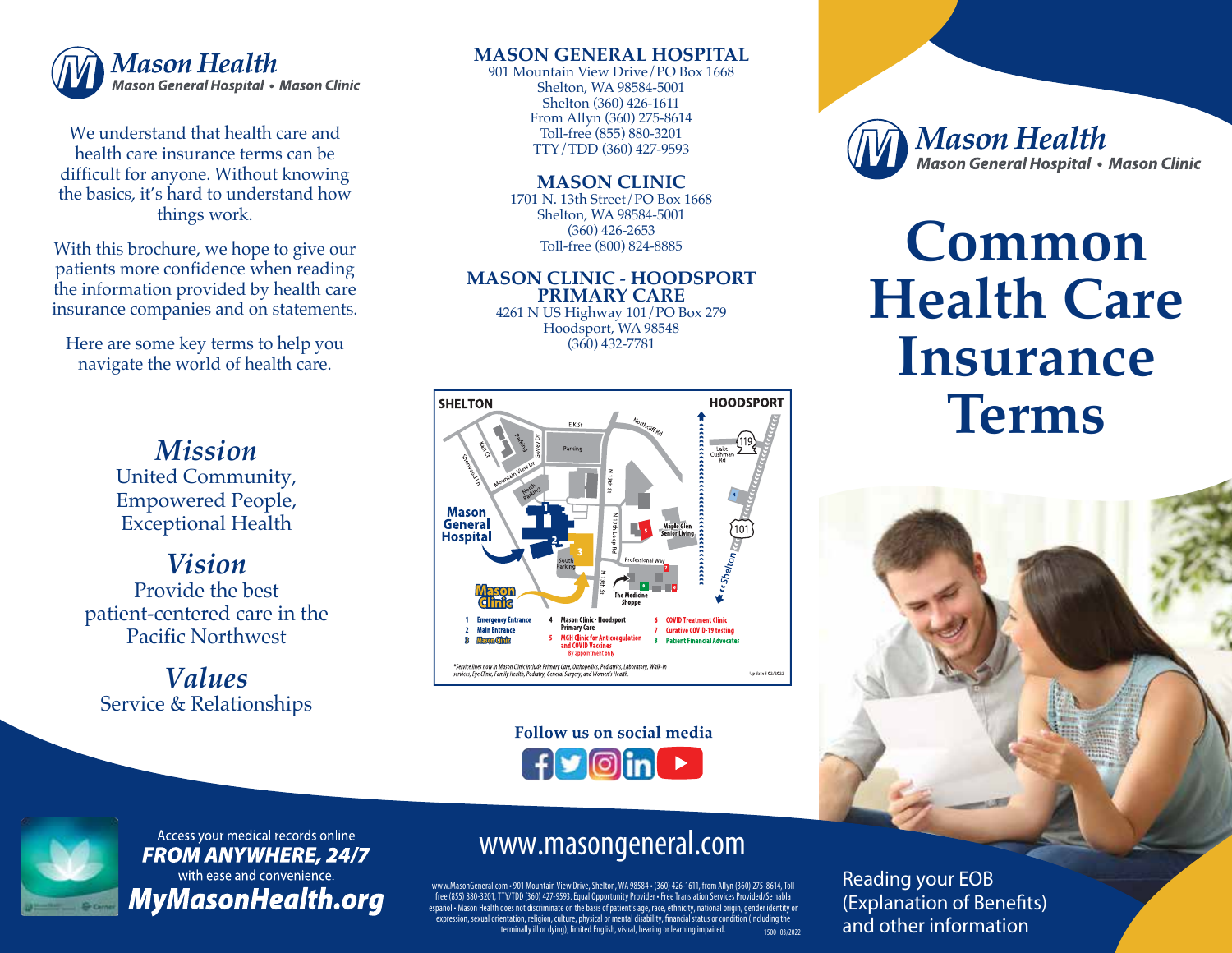# Mason Health

*Mason General Hospital • Mason Clinic*

We understand that health care and health care insurance terms can be difficult for anyone. Without knowing the basics, it's hard to understand how things work.

With this brochure, we hope to give our patients more confidence when reading the information provided by health care insurance companies and on statements.

Here are some key terms to help you navigate the world of health care.

## *Mission*

United Community,
Empowered People,
Exceptional Health

## *Vision*

Provide the best patient-centered care in the Pacific Northwest

## *Values*

Service & Relationships

Access your medical records online
***FROM ANYWHERE, 24/7***
with ease and convenience.
***MyMasonHealth.org***

## MASON GENERAL HOSPITAL

901 Mountain View Drive/PO Box 1668
Shelton, WA 98584-5001
Shelton (360) 426-1611
From Allyn (360) 275-8614
Toll-free (855) 880-3201
TTY/TDD (360) 427-9593

## MASON CLINIC

1701 N. 13th Street/PO Box 1668
Shelton, WA 98584-5001
(360) 426-2653
Toll-free (800) 824-8885

## MASON CLINIC - HOODSPORT PRIMARY CARE

4261 N US Highway 101/PO Box 279
Hoodsport, WA 98548
(360) 432-7781

**SHELTON** — **HOODSPORT**

1. Emergency Entrance
2. Main Entrance
3. Mason Clinic
4. Mason Clinic - Hoodsport Primary Care
5. MGH Clinic for Anticoagulation and COVID Vaccines — By appointment only
6. COVID Treatment Clinic
7. Curative COVID-19 testing
8. Patient Financial Advocates

*Service lines now in Mason Clinic include Primary Care, Orthopedics, Pediatrics, Laboratory, Walk-in services, Eye Clinic, Family Health, Podiatry, General Surgery, and Women's Health.

Updated 02/2022

**Follow us on social media**

www.masongeneral.com

www.MasonGeneral.com • 901 Mountain View Drive, Shelton, WA 98584 • (360) 426-1611, from Allyn (360) 275-8614, Toll free (855) 880-3201, TTY/TDD (360) 427-9593. Equal Opportunity Provider • Free Translation Services Provided/Se habla español • Mason Health does not discriminate on the basis of patient's age, race, ethnicity, national origin, gender identity or expression, sexual orientation, religion, culture, physical or mental disability, financial status or condition (including the terminally ill or dying), limited English, visual, hearing or learning impaired. 1500 03/2022

# Mason Health

*Mason General Hospital • Mason Clinic*

# Common Health Care Insurance Terms

Reading your EOB (Explanation of Benefits) and other information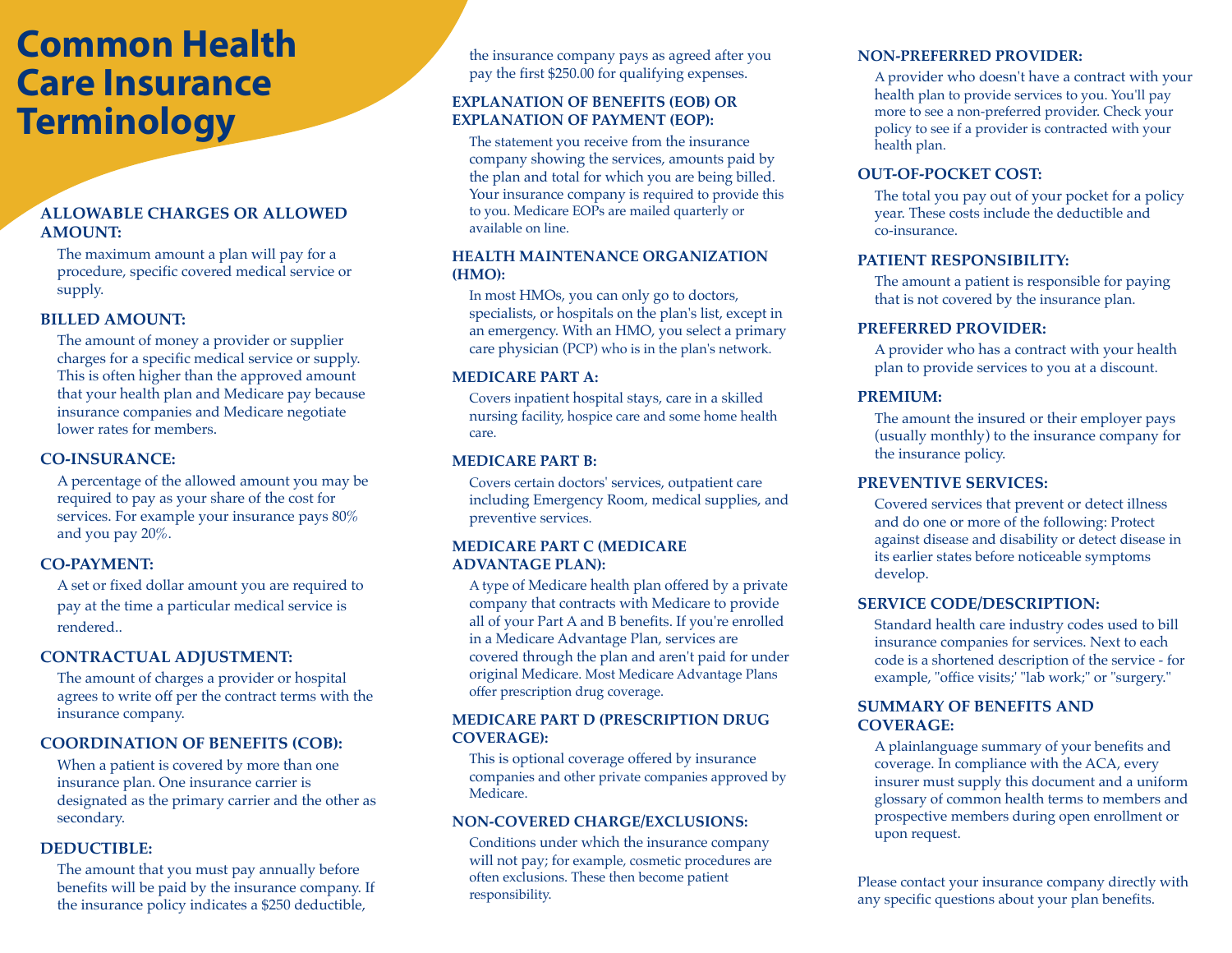# Common Health Care Insurance Terminology

### ALLOWABLE CHARGES OR ALLOWED AMOUNT:

The maximum amount a plan will pay for a procedure, specific covered medical service or supply.

### BILLED AMOUNT:

The amount of money a provider or supplier charges for a specific medical service or supply. This is often higher than the approved amount that your health plan and Medicare pay because insurance companies and Medicare negotiate lower rates for members.

### CO-INSURANCE:

A percentage of the allowed amount you may be required to pay as your share of the cost for services. For example your insurance pays 80% and you pay 20%.

### CO-PAYMENT:

A set or fixed dollar amount you are required to pay at the time a particular medical service is rendered..

### CONTRACTUAL ADJUSTMENT:

The amount of charges a provider or hospital agrees to write off per the contract terms with the insurance company.

### COORDINATION OF BENEFITS (COB):

When a patient is covered by more than one insurance plan. One insurance carrier is designated as the primary carrier and the other as secondary.

### DEDUCTIBLE:

The amount that you must pay annually before benefits will be paid by the insurance company. If the insurance policy indicates a $250 deductible, the insurance company pays as agreed after you pay the first $250.00 for qualifying expenses.

### EXPLANATION OF BENEFITS (EOB) OR EXPLANATION OF PAYMENT (EOP):

The statement you receive from the insurance company showing the services, amounts paid by the plan and total for which you are being billed. Your insurance company is required to provide this to you. Medicare EOPs are mailed quarterly or available on line.

### HEALTH MAINTENANCE ORGANIZATION (HMO):

In most HMOs, you can only go to doctors, specialists, or hospitals on the plan's list, except in an emergency. With an HMO, you select a primary care physician (PCP) who is in the plan's network.

### MEDICARE PART A:

Covers inpatient hospital stays, care in a skilled nursing facility, hospice care and some home health care.

### MEDICARE PART B:

Covers certain doctors' services, outpatient care including Emergency Room, medical supplies, and preventive services.

### MEDICARE PART C (MEDICARE ADVANTAGE PLAN):

A type of Medicare health plan offered by a private company that contracts with Medicare to provide all of your Part A and B benefits. If you're enrolled in a Medicare Advantage Plan, services are covered through the plan and aren't paid for under original Medicare. Most Medicare Advantage Plans offer prescription drug coverage.

### MEDICARE PART D (PRESCRIPTION DRUG COVERAGE):

This is optional coverage offered by insurance companies and other private companies approved by Medicare.

### NON-COVERED CHARGE/EXCLUSIONS:

Conditions under which the insurance company will not pay; for example, cosmetic procedures are often exclusions. These then become patient responsibility.

### NON-PREFERRED PROVIDER:

A provider who doesn't have a contract with your health plan to provide services to you. You'll pay more to see a non-preferred provider. Check your policy to see if a provider is contracted with your health plan.

### OUT-OF-POCKET COST:

The total you pay out of your pocket for a policy year. These costs include the deductible and co-insurance.

### PATIENT RESPONSIBILITY:

The amount a patient is responsible for paying that is not covered by the insurance plan.

### PREFERRED PROVIDER:

A provider who has a contract with your health plan to provide services to you at a discount.

### PREMIUM:

The amount the insured or their employer pays (usually monthly) to the insurance company for the insurance policy.

### PREVENTIVE SERVICES:

Covered services that prevent or detect illness and do one or more of the following: Protect against disease and disability or detect disease in its earlier states before noticeable symptoms develop.

### SERVICE CODE/DESCRIPTION:

Standard health care industry codes used to bill insurance companies for services. Next to each code is a shortened description of the service - for example, "office visits;' "lab work;" or "surgery."

### SUMMARY OF BENEFITS AND COVERAGE:

A plainlanguage summary of your benefits and coverage. In compliance with the ACA, every insurer must supply this document and a uniform glossary of common health terms to members and prospective members during open enrollment or upon request.

Please contact your insurance company directly with any specific questions about your plan benefits.